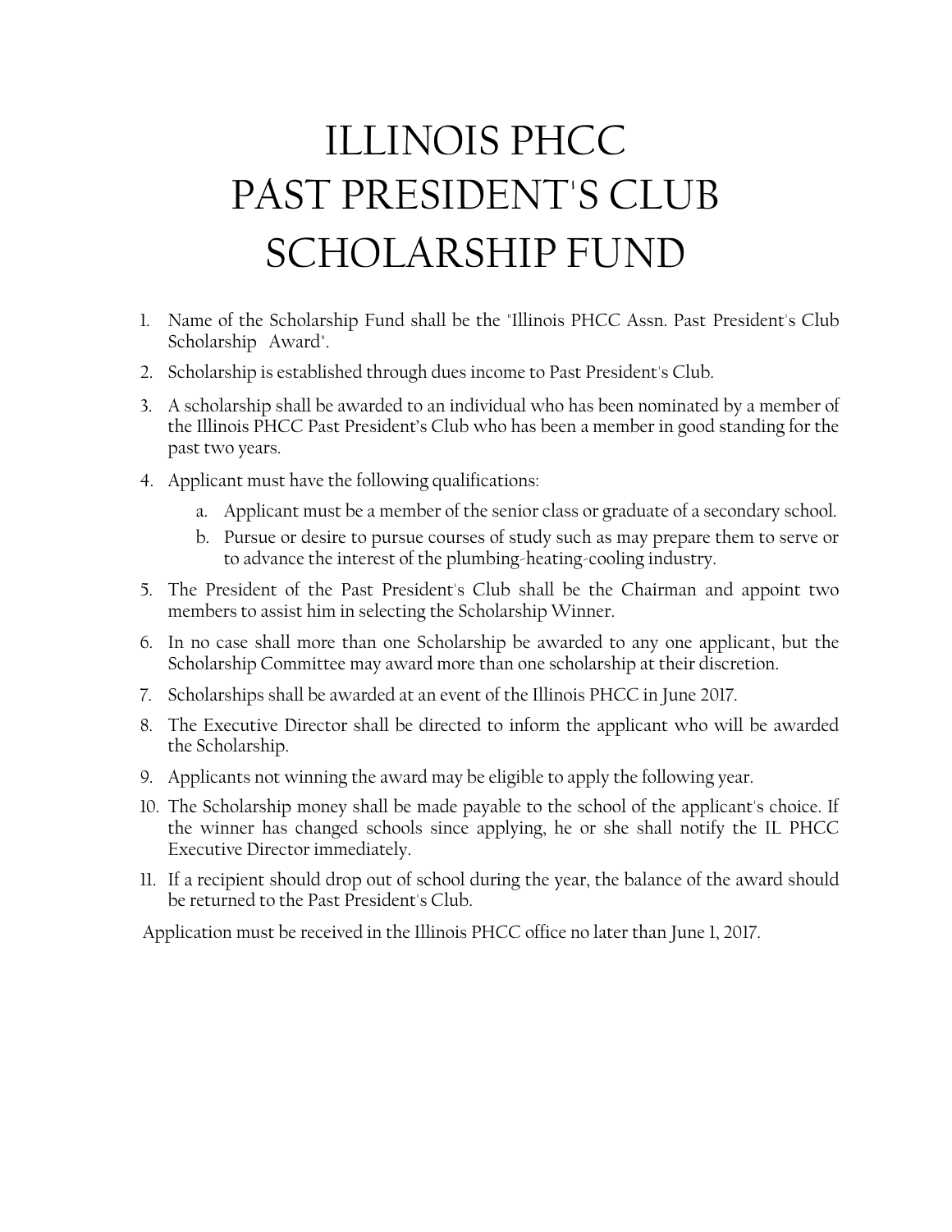# ILLINOIS PHCC
# PAST PRESIDENT'S CLUB
# SCHOLARSHIP FUND

1. Name of the Scholarship Fund shall be the "Illinois PHCC Assn. Past President's Club Scholarship Award".
2. Scholarship is established through dues income to Past President's Club.
3. A scholarship shall be awarded to an individual who has been nominated by a member of the Illinois PHCC Past President's Club who has been a member in good standing for the past two years.
4. Applicant must have the following qualifications:
    a. Applicant must be a member of the senior class or graduate of a secondary school.
    b. Pursue or desire to pursue courses of study such as may prepare them to serve or to advance the interest of the plumbing-heating-cooling industry.
5. The President of the Past President's Club shall be the Chairman and appoint two members to assist him in selecting the Scholarship Winner.
6. In no case shall more than one Scholarship be awarded to any one applicant, but the Scholarship Committee may award more than one scholarship at their discretion.
7. Scholarships shall be awarded at an event of the Illinois PHCC in June 2017.
8. The Executive Director shall be directed to inform the applicant who will be awarded the Scholarship.
9. Applicants not winning the award may be eligible to apply the following year.
10. The Scholarship money shall be made payable to the school of the applicant's choice. If the winner has changed schools since applying, he or she shall notify the IL PHCC Executive Director immediately.
11. If a recipient should drop out of school during the year, the balance of the award should be returned to the Past President's Club.

Application must be received in the Illinois PHCC office no later than June 1, 2017.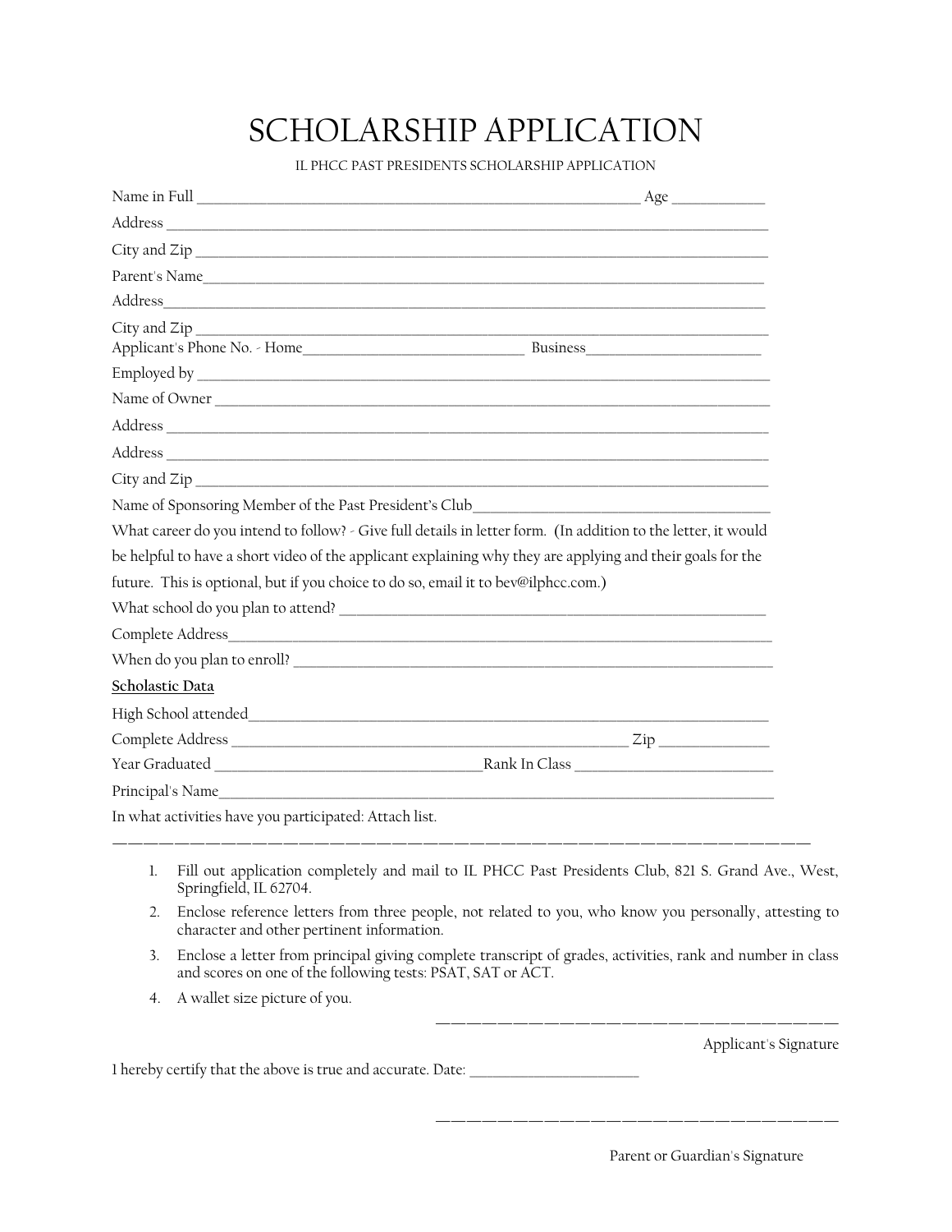# SCHOLARSHIP APPLICATION

IL PHCC PAST PRESIDENTS SCHOLARSHIP APPLICATION

Name in Full ______________________________________________ Age __________

Address ______________________________________________________________

City and Zip ___________________________________________________________

Parent's Name__________________________________________________________

Address_______________________________________________________________

City and Zip ___________________________________________________________

Applicant's Phone No. - Home__________________________ Business____________________

Employed by ___________________________________________________________

Name of Owner _________________________________________________________

Address ______________________________________________________________

Address ______________________________________________________________

City and Zip ___________________________________________________________

Name of Sponsoring Member of the Past President's Club_________________________________

What career do you intend to follow? - Give full details in letter form. (In addition to the letter, it would be helpful to have a short video of the applicant explaining why they are applying and their goals for the future. This is optional, but if you choice to do so, email it to bev@ilphcc.com.)

What school do you plan to attend? ______________________________________________

Complete Address_______________________________________________________

When do you plan to enroll? _____________________________________________

**Scholastic Data**

High School attended____________________________________________________

Complete Address _______________________________________ Zip ____________

Year Graduated ______________________________Rank In Class _____________________

Principal's Name________________________________________________________

In what activities have you participated: Attach list.

---

1. Fill out application completely and mail to IL PHCC Past Presidents Club, 821 S. Grand Ave., West, Springfield, IL 62704.
2. Enclose reference letters from three people, not related to you, who know you personally, attesting to character and other pertinent information.
3. Enclose a letter from principal giving complete transcript of grades, activities, rank and number in class and scores on one of the following tests: PSAT, SAT or ACT.
4. A wallet size picture of you.

______________________________________

Applicant's Signature

I hereby certify that the above is true and accurate. Date: ____________________

______________________________________

Parent or Guardian's Signature